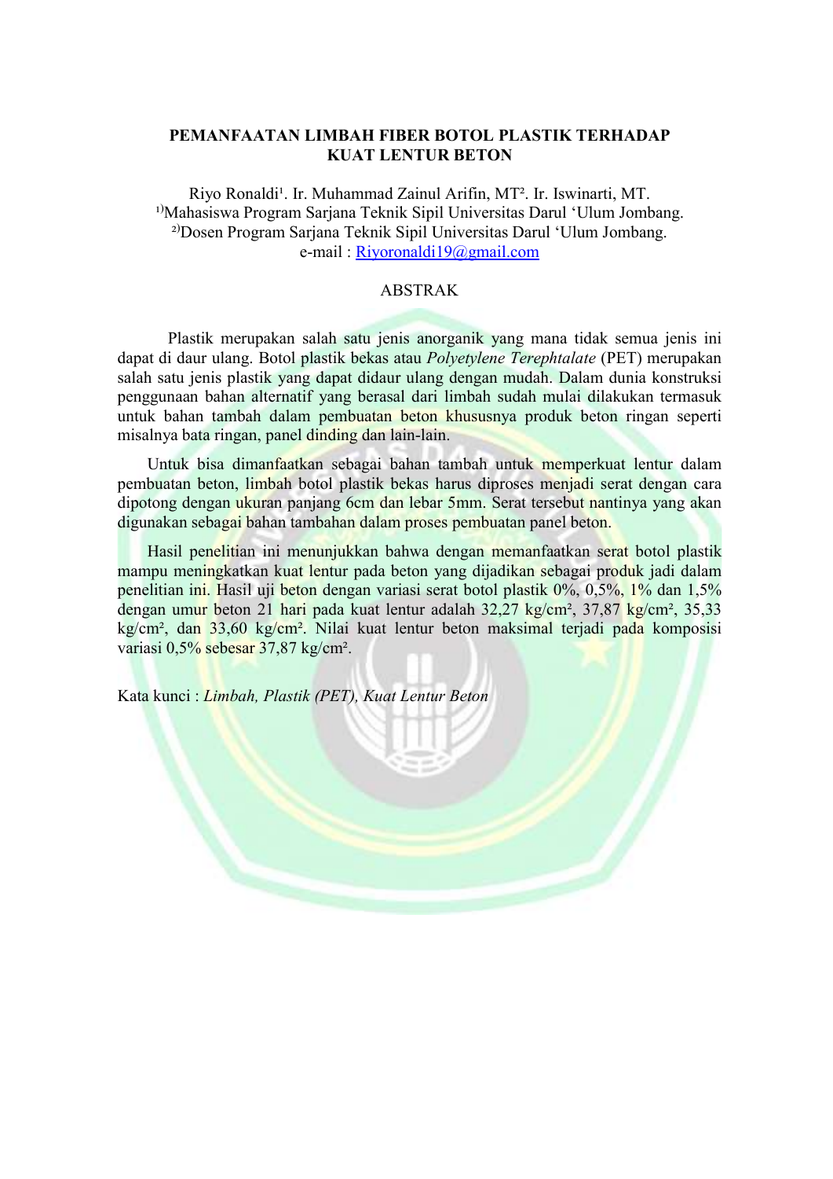# PEMANFAATAN LIMBAH FIBER BOTOL PLASTIK TERHADAP KUAT LENTUR BETON

Riyo Ronaldi[1]. Ir. Muhammad Zainul Arifin, MT[2]. Ir. Iswinarti, MT.

[1)]Mahasiswa Program Sarjana Teknik Sipil Universitas Darul 'Ulum Jombang.

[2)]Dosen Program Sarjana Teknik Sipil Universitas Darul 'Ulum Jombang.

e-mail : Riyoronaldi19@gmail.com

## ABSTRAK

Plastik merupakan salah satu jenis anorganik yang mana tidak semua jenis ini dapat di daur ulang. Botol plastik bekas atau *Polyetylene Terephtalate* (PET) merupakan salah satu jenis plastik yang dapat didaur ulang dengan mudah. Dalam dunia konstruksi penggunaan bahan alternatif yang berasal dari limbah sudah mulai dilakukan termasuk untuk bahan tambah dalam pembuatan beton khususnya produk beton ringan seperti misalnya bata ringan, panel dinding dan lain-lain.

Untuk bisa dimanfaatkan sebagai bahan tambah untuk memperkuat lentur dalam pembuatan beton, limbah botol plastik bekas harus diproses menjadi serat dengan cara dipotong dengan ukuran panjang 6cm dan lebar 5mm. Serat tersebut nantinya yang akan digunakan sebagai bahan tambahan dalam proses pembuatan panel beton.

Hasil penelitian ini menunjukkan bahwa dengan memanfaatkan serat botol plastik mampu meningkatkan kuat lentur pada beton yang dijadikan sebagai produk jadi dalam penelitian ini. Hasil uji beton dengan variasi serat botol plastik 0%, 0,5%, 1% dan 1,5% dengan umur beton 21 hari pada kuat lentur adalah 32,27 kg/cm², 37,87 kg/cm², 35,33 kg/cm², dan 33,60 kg/cm². Nilai kuat lentur beton maksimal terjadi pada komposisi variasi 0,5% sebesar 37,87 kg/cm².

Kata kunci : *Limbah, Plastik (PET), Kuat Lentur Beton*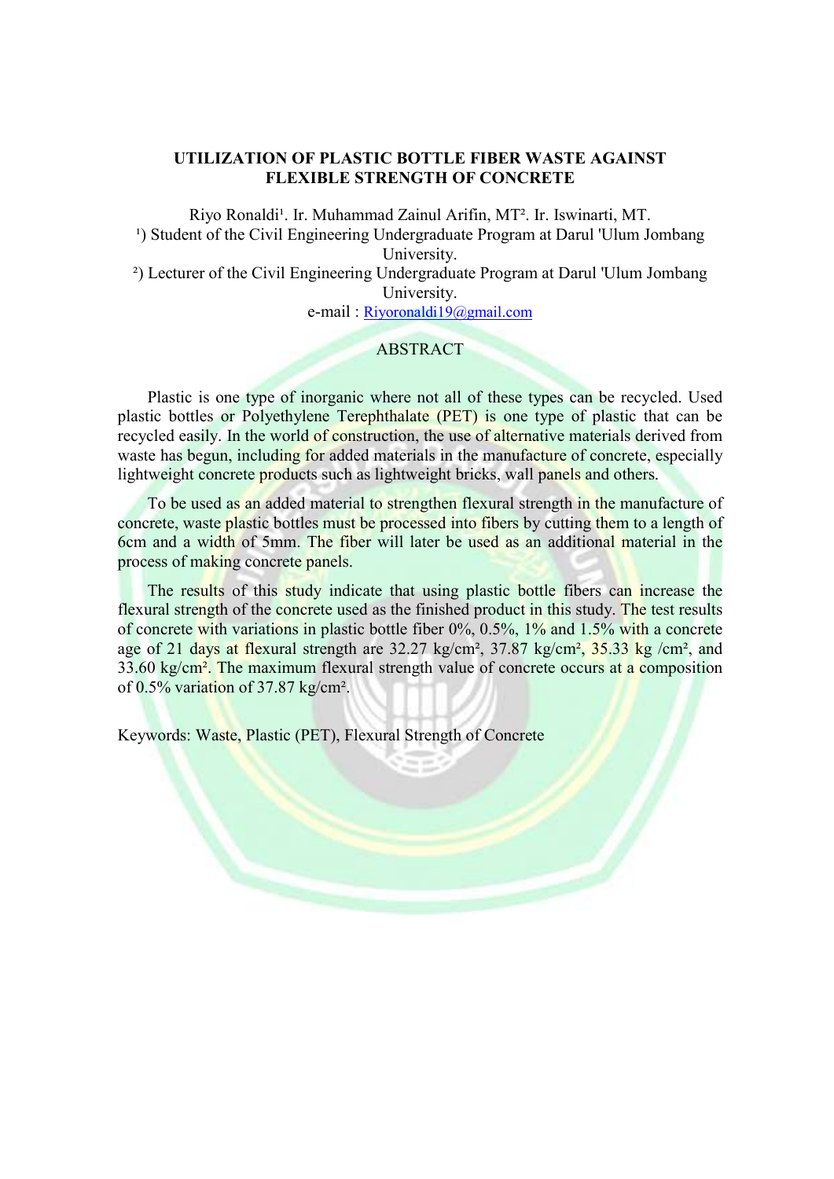# UTILIZATION OF PLASTIC BOTTLE FIBER WASTE AGAINST FLEXIBLE STRENGTH OF CONCRETE

Riyo Ronaldi[1]. Ir. Muhammad Zainul Arifin, MT[2]. Ir. Iswinarti, MT.

[1]) Student of the Civil Engineering Undergraduate Program at Darul 'Ulum Jombang University.

[2]) Lecturer of the Civil Engineering Undergraduate Program at Darul 'Ulum Jombang University.

e-mail : Riyoronaldi19@gmail.com

## ABSTRACT

Plastic is one type of inorganic where not all of these types can be recycled. Used plastic bottles or Polyethylene Terephthalate (PET) is one type of plastic that can be recycled easily. In the world of construction, the use of alternative materials derived from waste has begun, including for added materials in the manufacture of concrete, especially lightweight concrete products such as lightweight bricks, wall panels and others.

To be used as an added material to strengthen flexural strength in the manufacture of concrete, waste plastic bottles must be processed into fibers by cutting them to a length of 6cm and a width of 5mm. The fiber will later be used as an additional material in the process of making concrete panels.

The results of this study indicate that using plastic bottle fibers can increase the flexural strength of the concrete used as the finished product in this study. The test results of concrete with variations in plastic bottle fiber 0%, 0.5%, 1% and 1.5% with a concrete age of 21 days at flexural strength are 32.27 kg/cm², 37.87 kg/cm², 35.33 kg /cm², and 33.60 kg/cm². The maximum flexural strength value of concrete occurs at a composition of 0.5% variation of 37.87 kg/cm².

Keywords: Waste, Plastic (PET), Flexural Strength of Concrete